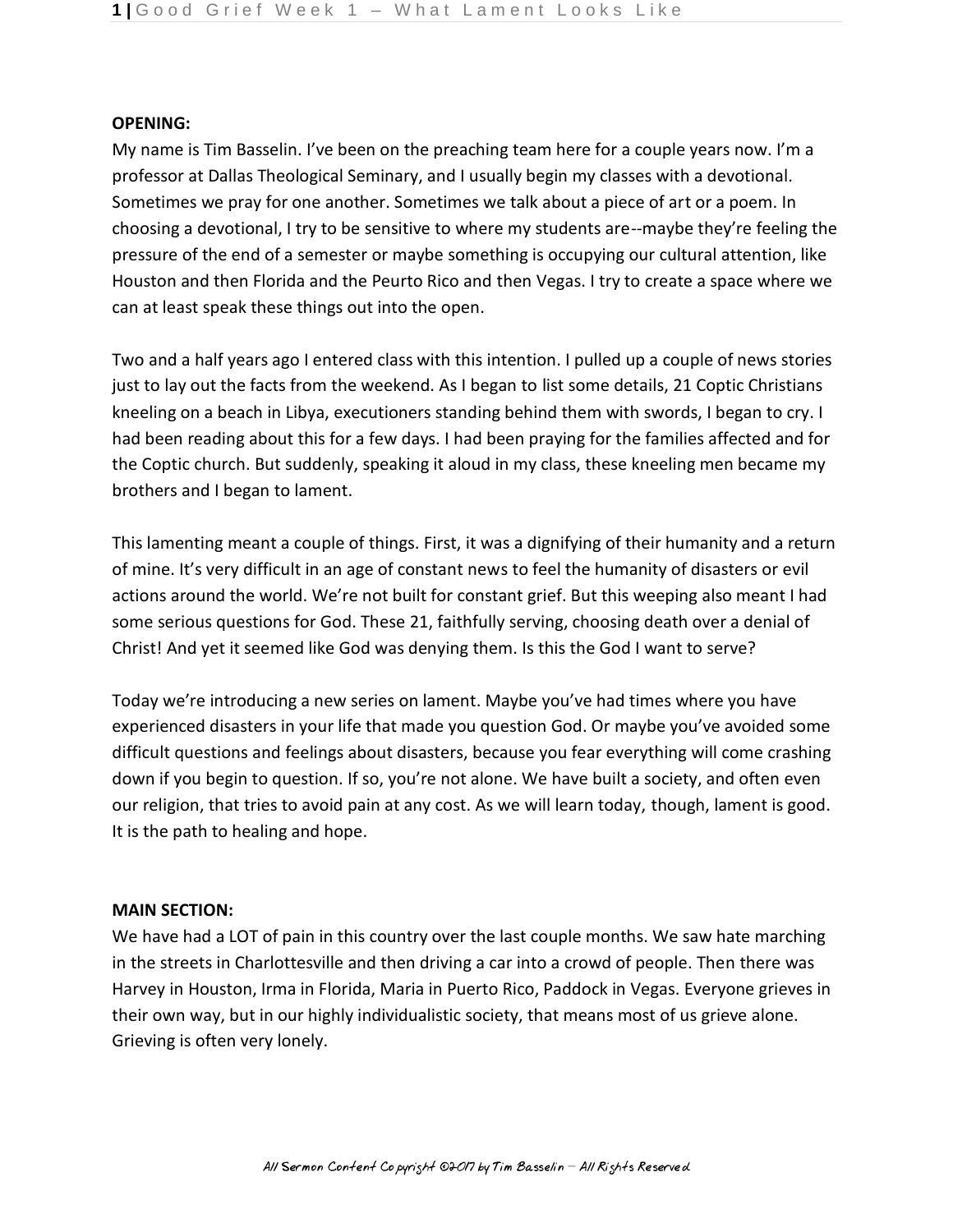**OPENING:**

My name is Tim Basselin. I've been on the preaching team here for a couple years now. I'm a professor at Dallas Theological Seminary, and I usually begin my classes with a devotional. Sometimes we pray for one another. Sometimes we talk about a piece of art or a poem. In choosing a devotional, I try to be sensitive to where my students are--maybe they're feeling the pressure of the end of a semester or maybe something is occupying our cultural attention, like Houston and then Florida and the Peurto Rico and then Vegas. I try to create a space where we can at least speak these things out into the open.

Two and a half years ago I entered class with this intention. I pulled up a couple of news stories just to lay out the facts from the weekend. As I began to list some details, 21 Coptic Christians kneeling on a beach in Libya, executioners standing behind them with swords, I began to cry. I had been reading about this for a few days. I had been praying for the families affected and for the Coptic church. But suddenly, speaking it aloud in my class, these kneeling men became my brothers and I began to lament.

This lamenting meant a couple of things. First, it was a dignifying of their humanity and a return of mine. It's very difficult in an age of constant news to feel the humanity of disasters or evil actions around the world. We're not built for constant grief. But this weeping also meant I had some serious questions for God. These 21, faithfully serving, choosing death over a denial of Christ! And yet it seemed like God was denying them. Is this the God I want to serve?

Today we're introducing a new series on lament. Maybe you've had times where you have experienced disasters in your life that made you question God. Or maybe you've avoided some difficult questions and feelings about disasters, because you fear everything will come crashing down if you begin to question. If so, you're not alone. We have built a society, and often even our religion, that tries to avoid pain at any cost. As we will learn today, though, lament is good. It is the path to healing and hope.

**MAIN SECTION:**

We have had a LOT of pain in this country over the last couple months. We saw hate marching in the streets in Charlottesville and then driving a car into a crowd of people. Then there was Harvey in Houston, Irma in Florida, Maria in Puerto Rico, Paddock in Vegas. Everyone grieves in their own way, but in our highly individualistic society, that means most of us grieve alone. Grieving is often very lonely.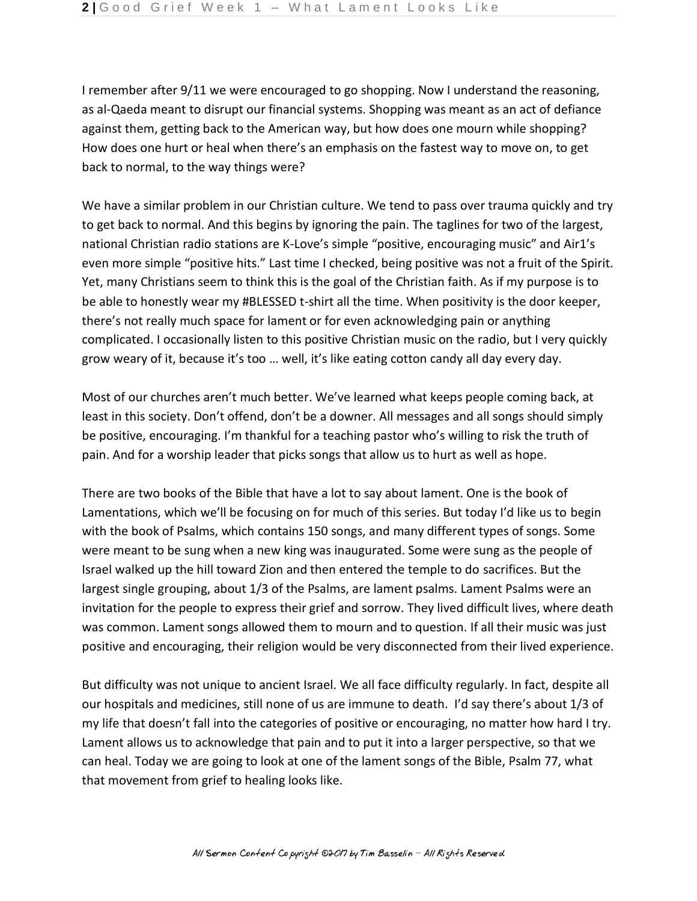I remember after 9/11 we were encouraged to go shopping. Now I understand the reasoning, as al-Qaeda meant to disrupt our financial systems. Shopping was meant as an act of defiance against them, getting back to the American way, but how does one mourn while shopping? How does one hurt or heal when there's an emphasis on the fastest way to move on, to get back to normal, to the way things were?

We have a similar problem in our Christian culture. We tend to pass over trauma quickly and try to get back to normal. And this begins by ignoring the pain. The taglines for two of the largest, national Christian radio stations are K-Love's simple "positive, encouraging music" and Air1's even more simple "positive hits." Last time I checked, being positive was not a fruit of the Spirit. Yet, many Christians seem to think this is the goal of the Christian faith. As if my purpose is to be able to honestly wear my #BLESSED t-shirt all the time. When positivity is the door keeper, there's not really much space for lament or for even acknowledging pain or anything complicated. I occasionally listen to this positive Christian music on the radio, but I very quickly grow weary of it, because it's too … well, it's like eating cotton candy all day every day.

Most of our churches aren't much better. We've learned what keeps people coming back, at least in this society. Don't offend, don't be a downer. All messages and all songs should simply be positive, encouraging. I'm thankful for a teaching pastor who's willing to risk the truth of pain. And for a worship leader that picks songs that allow us to hurt as well as hope.

There are two books of the Bible that have a lot to say about lament. One is the book of Lamentations, which we'll be focusing on for much of this series. But today I'd like us to begin with the book of Psalms, which contains 150 songs, and many different types of songs. Some were meant to be sung when a new king was inaugurated. Some were sung as the people of Israel walked up the hill toward Zion and then entered the temple to do sacrifices. But the largest single grouping, about 1/3 of the Psalms, are lament psalms. Lament Psalms were an invitation for the people to express their grief and sorrow. They lived difficult lives, where death was common. Lament songs allowed them to mourn and to question. If all their music was just positive and encouraging, their religion would be very disconnected from their lived experience.

But difficulty was not unique to ancient Israel. We all face difficulty regularly. In fact, despite all our hospitals and medicines, still none of us are immune to death. I'd say there's about 1/3 of my life that doesn't fall into the categories of positive or encouraging, no matter how hard I try. Lament allows us to acknowledge that pain and to put it into a larger perspective, so that we can heal. Today we are going to look at one of the lament songs of the Bible, Psalm 77, what that movement from grief to healing looks like.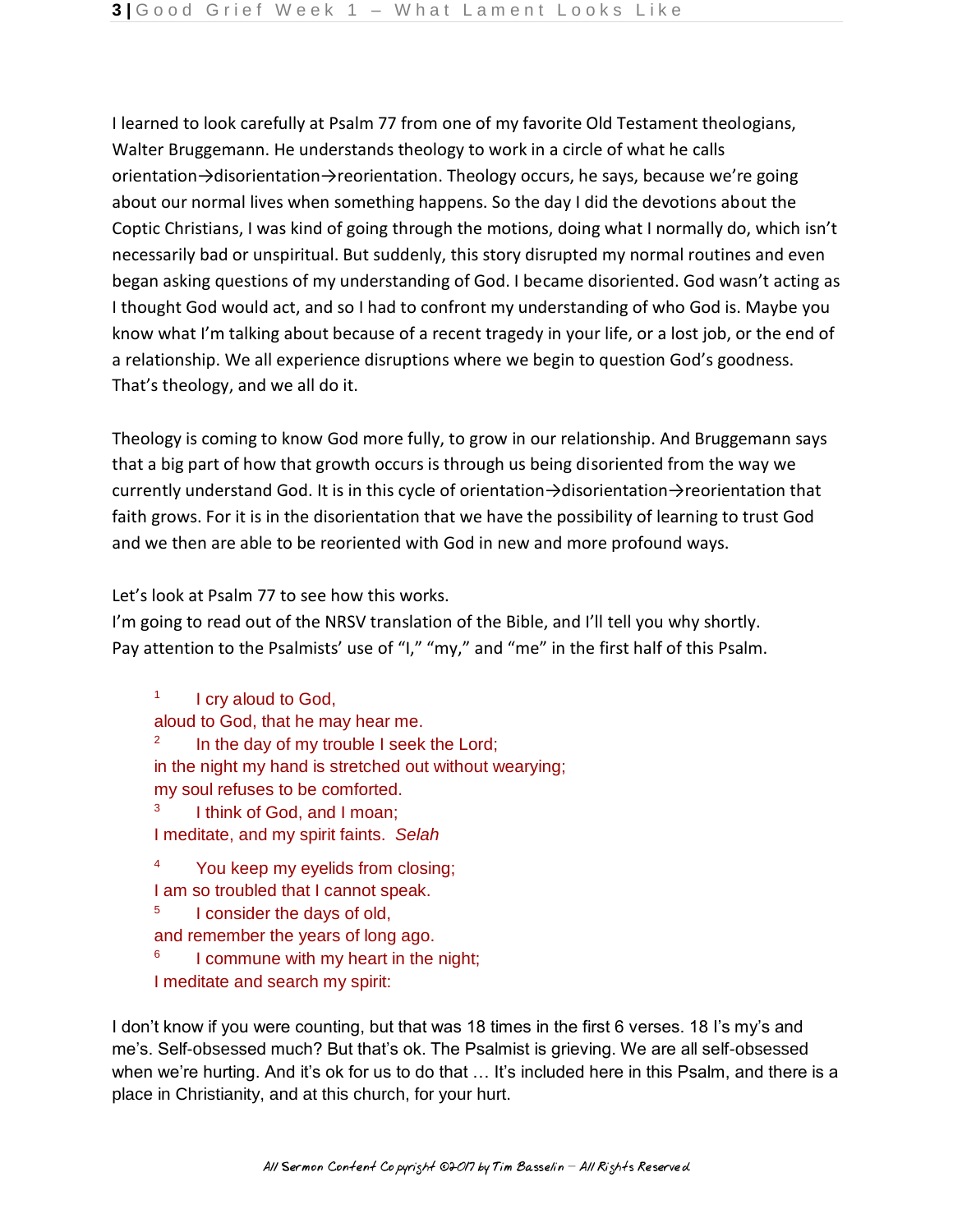I learned to look carefully at Psalm 77 from one of my favorite Old Testament theologians, Walter Bruggemann. He understands theology to work in a circle of what he calls orientation→disorientation→reorientation. Theology occurs, he says, because we're going about our normal lives when something happens. So the day I did the devotions about the Coptic Christians, I was kind of going through the motions, doing what I normally do, which isn't necessarily bad or unspiritual. But suddenly, this story disrupted my normal routines and even began asking questions of my understanding of God. I became disoriented. God wasn't acting as I thought God would act, and so I had to confront my understanding of who God is. Maybe you know what I'm talking about because of a recent tragedy in your life, or a lost job, or the end of a relationship. We all experience disruptions where we begin to question God's goodness. That's theology, and we all do it.

Theology is coming to know God more fully, to grow in our relationship. And Bruggemann says that a big part of how that growth occurs is through us being disoriented from the way we currently understand God. It is in this cycle of orientation→disorientation→reorientation that faith grows. For it is in the disorientation that we have the possibility of learning to trust God and we then are able to be reoriented with God in new and more profound ways.

Let's look at Psalm 77 to see how this works.
I'm going to read out of the NRSV translation of the Bible, and I'll tell you why shortly.
Pay attention to the Psalmists' use of "I," "my," and "me" in the first half of this Psalm.

> [1] I cry aloud to God,
> aloud to God, that he may hear me.
> [2] In the day of my trouble I seek the Lord;
> in the night my hand is stretched out without wearying;
> my soul refuses to be comforted.
> [3] I think of God, and I moan;
> I meditate, and my spirit faints. *Selah*
>
> [4] You keep my eyelids from closing;
> I am so troubled that I cannot speak.
> [5] I consider the days of old,
> and remember the years of long ago.
> [6] I commune with my heart in the night;
> I meditate and search my spirit:

I don't know if you were counting, but that was 18 times in the first 6 verses. 18 I's my's and me's. Self-obsessed much? But that's ok. The Psalmist is grieving. We are all self-obsessed when we're hurting. And it's ok for us to do that … It's included here in this Psalm, and there is a place in Christianity, and at this church, for your hurt.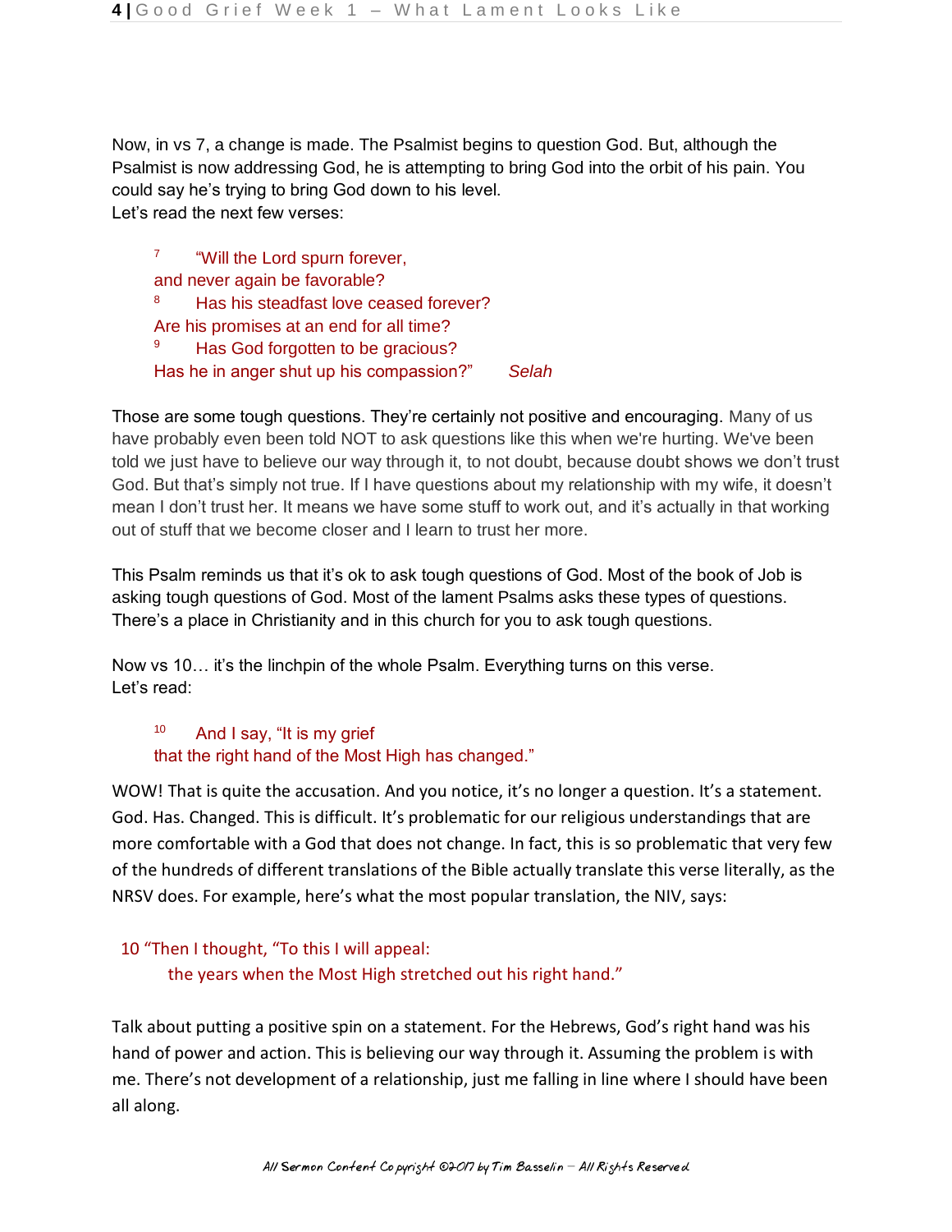Now, in vs 7, a change is made. The Psalmist begins to question God. But, although the Psalmist is now addressing God, he is attempting to bring God into the orbit of his pain. You could say he's trying to bring God down to his level.
Let's read the next few verses:

> [7] "Will the Lord spurn forever,
> and never again be favorable?
> [8] Has his steadfast love ceased forever?
> Are his promises at an end for all time?
> [9] Has God forgotten to be gracious?
> Has he in anger shut up his compassion?" *Selah*

Those are some tough questions. They're certainly not positive and encouraging. Many of us have probably even been told NOT to ask questions like this when we're hurting. We've been told we just have to believe our way through it, to not doubt, because doubt shows we don't trust God. But that's simply not true. If I have questions about my relationship with my wife, it doesn't mean I don't trust her. It means we have some stuff to work out, and it's actually in that working out of stuff that we become closer and I learn to trust her more.

This Psalm reminds us that it's ok to ask tough questions of God. Most of the book of Job is asking tough questions of God. Most of the lament Psalms asks these types of questions. There's a place in Christianity and in this church for you to ask tough questions.

Now vs 10… it's the linchpin of the whole Psalm. Everything turns on this verse.
Let's read:

> [10] And I say, "It is my grief
> that the right hand of the Most High has changed."

WOW! That is quite the accusation. And you notice, it's no longer a question. It's a statement. God. Has. Changed. This is difficult. It's problematic for our religious understandings that are more comfortable with a God that does not change. In fact, this is so problematic that very few of the hundreds of different translations of the Bible actually translate this verse literally, as the NRSV does. For example, here's what the most popular translation, the NIV, says:

> 10 "Then I thought, "To this I will appeal:
> the years when the Most High stretched out his right hand."

Talk about putting a positive spin on a statement. For the Hebrews, God's right hand was his hand of power and action. This is believing our way through it. Assuming the problem is with me. There's not development of a relationship, just me falling in line where I should have been all along.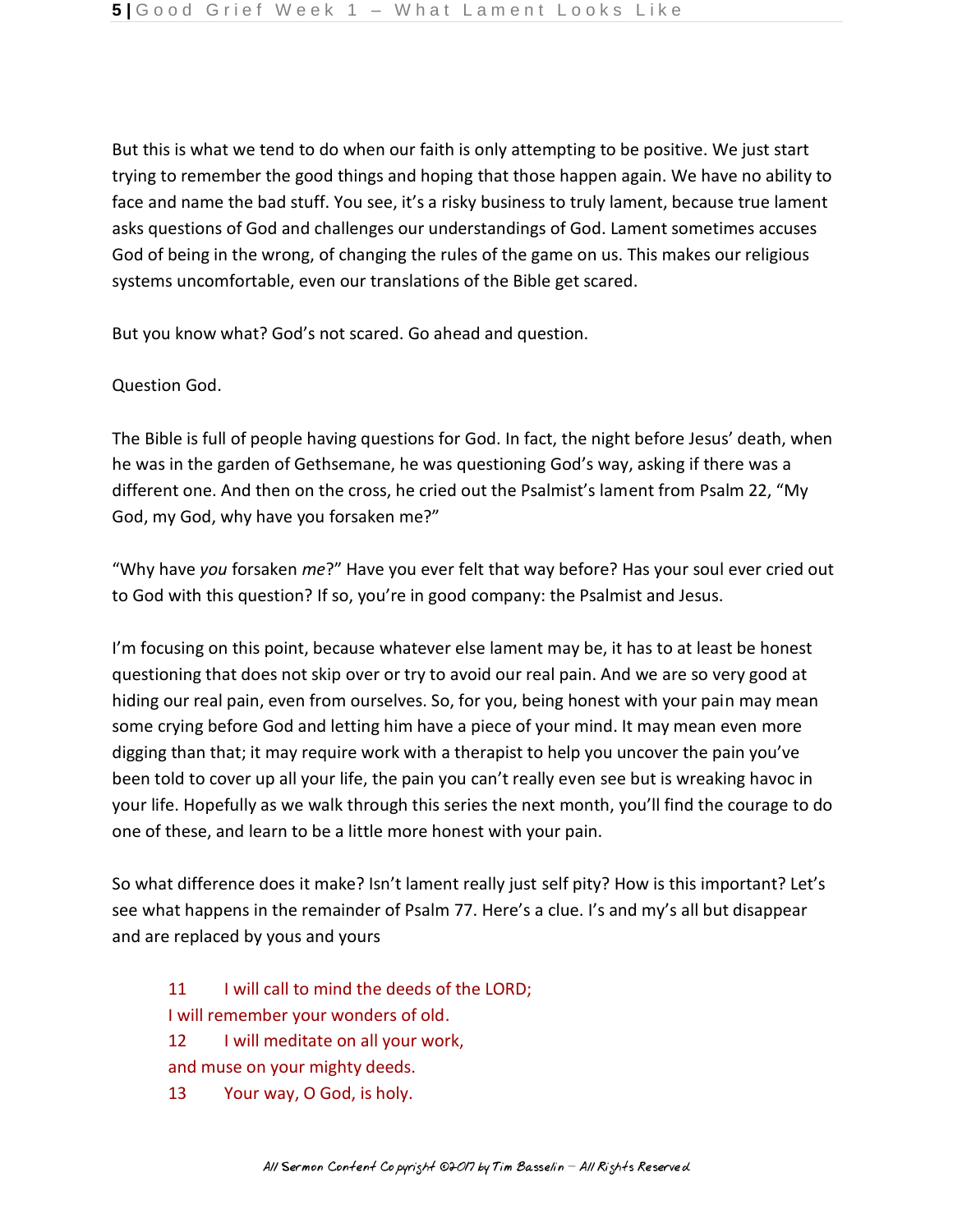But this is what we tend to do when our faith is only attempting to be positive. We just start trying to remember the good things and hoping that those happen again. We have no ability to face and name the bad stuff. You see, it's a risky business to truly lament, because true lament asks questions of God and challenges our understandings of God. Lament sometimes accuses God of being in the wrong, of changing the rules of the game on us. This makes our religious systems uncomfortable, even our translations of the Bible get scared.

But you know what? God's not scared. Go ahead and question.

Question God.

The Bible is full of people having questions for God. In fact, the night before Jesus' death, when he was in the garden of Gethsemane, he was questioning God's way, asking if there was a different one. And then on the cross, he cried out the Psalmist's lament from Psalm 22, "My God, my God, why have you forsaken me?"

"Why have *you* forsaken *me*?" Have you ever felt that way before? Has your soul ever cried out to God with this question? If so, you're in good company: the Psalmist and Jesus.

I'm focusing on this point, because whatever else lament may be, it has to at least be honest questioning that does not skip over or try to avoid our real pain. And we are so very good at hiding our real pain, even from ourselves. So, for you, being honest with your pain may mean some crying before God and letting him have a piece of your mind. It may mean even more digging than that; it may require work with a therapist to help you uncover the pain you've been told to cover up all your life, the pain you can't really even see but is wreaking havoc in your life. Hopefully as we walk through this series the next month, you'll find the courage to do one of these, and learn to be a little more honest with your pain.

So what difference does it make? Isn't lament really just self pity? How is this important? Let's see what happens in the remainder of Psalm 77. Here's a clue. I's and my's all but disappear and are replaced by yous and yours

> 11 I will call to mind the deeds of the LORD;
> I will remember your wonders of old.
> 12 I will meditate on all your work,
> and muse on your mighty deeds.
> 13 Your way, O God, is holy.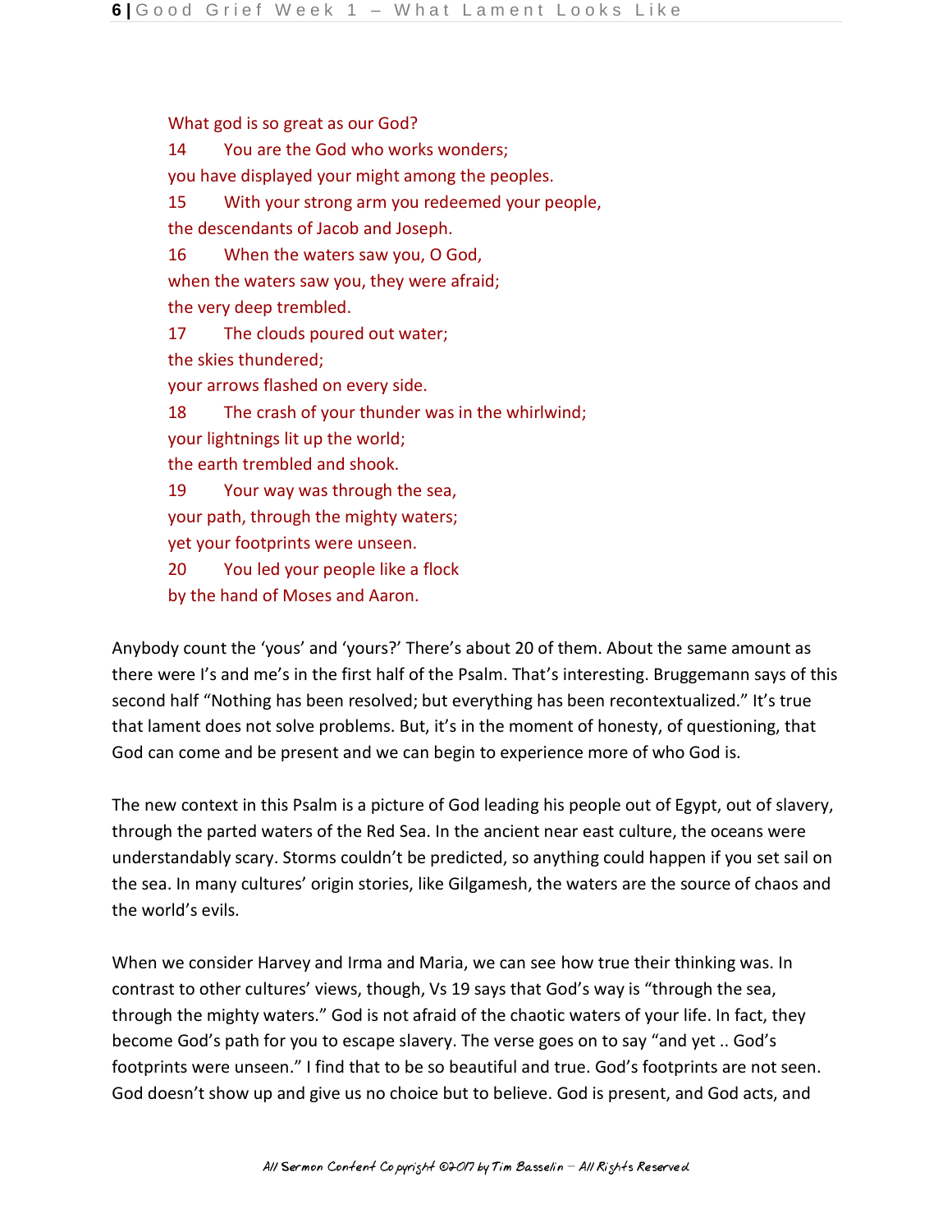What god is so great as our God?
14 You are the God who works wonders;
you have displayed your might among the peoples.
15 With your strong arm you redeemed your people,
the descendants of Jacob and Joseph.
16 When the waters saw you, O God,
when the waters saw you, they were afraid;
the very deep trembled.
17 The clouds poured out water;
the skies thundered;
your arrows flashed on every side.
18 The crash of your thunder was in the whirlwind;
your lightnings lit up the world;
the earth trembled and shook.
19 Your way was through the sea,
your path, through the mighty waters;
yet your footprints were unseen.
20 You led your people like a flock
by the hand of Moses and Aaron.

Anybody count the 'yous' and 'yours?' There's about 20 of them. About the same amount as there were I's and me's in the first half of the Psalm. That's interesting. Bruggemann says of this second half "Nothing has been resolved; but everything has been recontextualized." It's true that lament does not solve problems. But, it's in the moment of honesty, of questioning, that God can come and be present and we can begin to experience more of who God is.

The new context in this Psalm is a picture of God leading his people out of Egypt, out of slavery, through the parted waters of the Red Sea. In the ancient near east culture, the oceans were understandably scary. Storms couldn't be predicted, so anything could happen if you set sail on the sea. In many cultures' origin stories, like Gilgamesh, the waters are the source of chaos and the world's evils.

When we consider Harvey and Irma and Maria, we can see how true their thinking was. In contrast to other cultures' views, though, Vs 19 says that God's way is "through the sea, through the mighty waters." God is not afraid of the chaotic waters of your life. In fact, they become God's path for you to escape slavery. The verse goes on to say "and yet .. God's footprints were unseen." I find that to be so beautiful and true. God's footprints are not seen. God doesn't show up and give us no choice but to believe. God is present, and God acts, and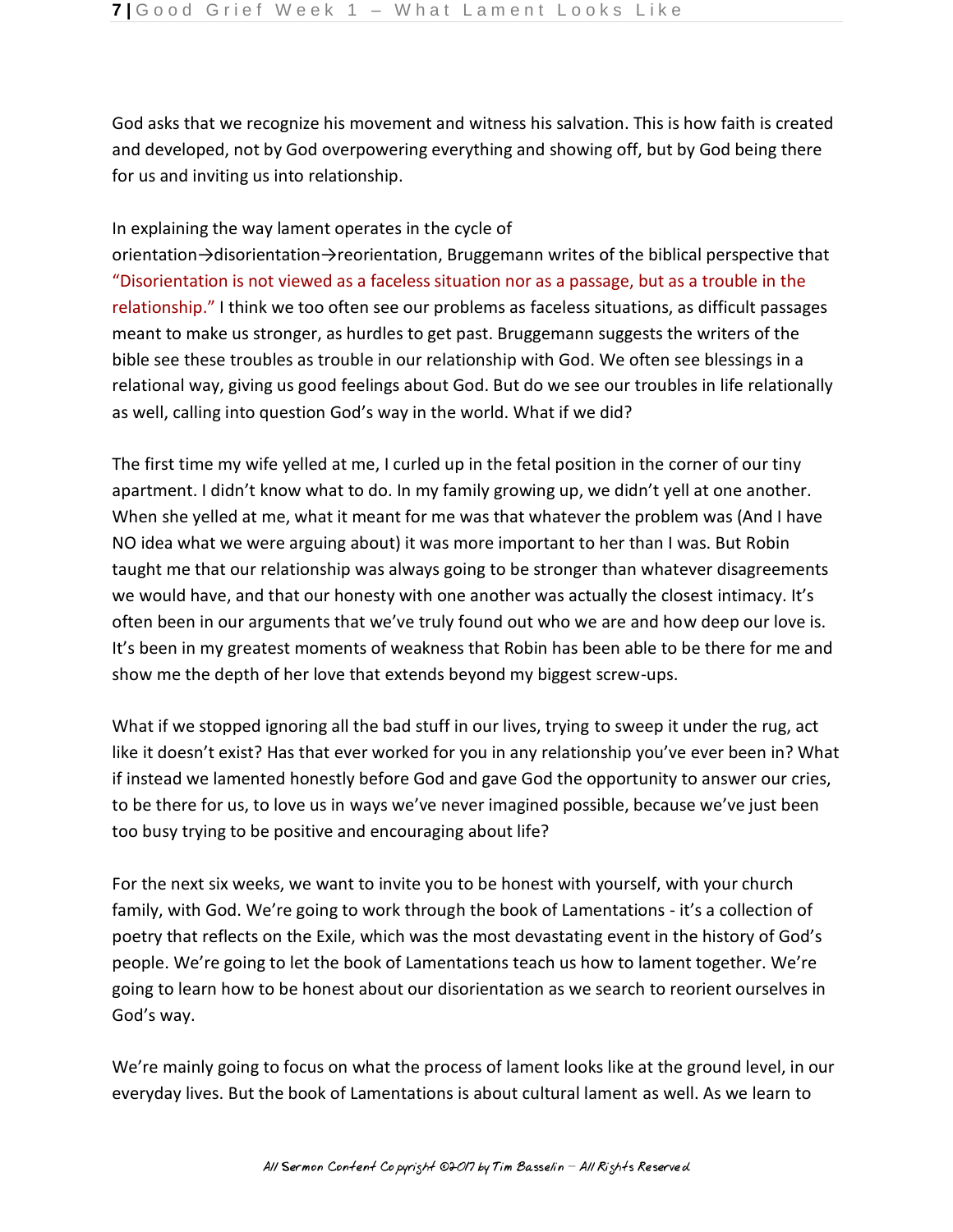God asks that we recognize his movement and witness his salvation. This is how faith is created and developed, not by God overpowering everything and showing off, but by God being there for us and inviting us into relationship.

In explaining the way lament operates in the cycle of orientation→disorientation→reorientation, Bruggemann writes of the biblical perspective that "Disorientation is not viewed as a faceless situation nor as a passage, but as a trouble in the relationship." I think we too often see our problems as faceless situations, as difficult passages meant to make us stronger, as hurdles to get past. Bruggemann suggests the writers of the bible see these troubles as trouble in our relationship with God. We often see blessings in a relational way, giving us good feelings about God. But do we see our troubles in life relationally as well, calling into question God's way in the world. What if we did?

The first time my wife yelled at me, I curled up in the fetal position in the corner of our tiny apartment. I didn't know what to do. In my family growing up, we didn't yell at one another. When she yelled at me, what it meant for me was that whatever the problem was (And I have NO idea what we were arguing about) it was more important to her than I was. But Robin taught me that our relationship was always going to be stronger than whatever disagreements we would have, and that our honesty with one another was actually the closest intimacy. It's often been in our arguments that we've truly found out who we are and how deep our love is. It's been in my greatest moments of weakness that Robin has been able to be there for me and show me the depth of her love that extends beyond my biggest screw-ups.

What if we stopped ignoring all the bad stuff in our lives, trying to sweep it under the rug, act like it doesn't exist? Has that ever worked for you in any relationship you've ever been in? What if instead we lamented honestly before God and gave God the opportunity to answer our cries, to be there for us, to love us in ways we've never imagined possible, because we've just been too busy trying to be positive and encouraging about life?

For the next six weeks, we want to invite you to be honest with yourself, with your church family, with God. We're going to work through the book of Lamentations - it's a collection of poetry that reflects on the Exile, which was the most devastating event in the history of God's people. We're going to let the book of Lamentations teach us how to lament together. We're going to learn how to be honest about our disorientation as we search to reorient ourselves in God's way.

We're mainly going to focus on what the process of lament looks like at the ground level, in our everyday lives. But the book of Lamentations is about cultural lament as well. As we learn to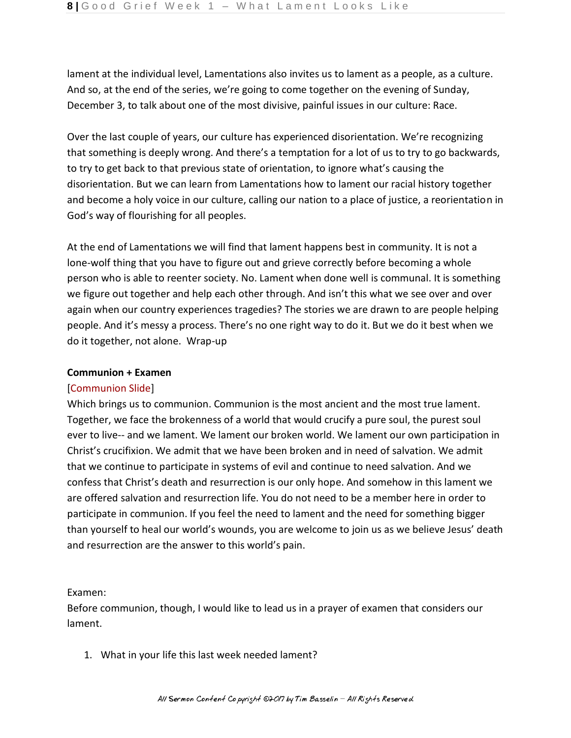lament at the individual level, Lamentations also invites us to lament as a people, as a culture. And so, at the end of the series, we're going to come together on the evening of Sunday, December 3, to talk about one of the most divisive, painful issues in our culture: Race.

Over the last couple of years, our culture has experienced disorientation. We're recognizing that something is deeply wrong. And there's a temptation for a lot of us to try to go backwards, to try to get back to that previous state of orientation, to ignore what's causing the disorientation. But we can learn from Lamentations how to lament our racial history together and become a holy voice in our culture, calling our nation to a place of justice, a reorientation in God's way of flourishing for all peoples.

At the end of Lamentations we will find that lament happens best in community. It is not a lone-wolf thing that you have to figure out and grieve correctly before becoming a whole person who is able to reenter society. No. Lament when done well is communal. It is something we figure out together and help each other through. And isn't this what we see over and over again when our country experiences tragedies? The stories we are drawn to are people helping people. And it's messy a process. There's no one right way to do it. But we do it best when we do it together, not alone. Wrap-up

**Communion + Examen**

[Communion Slide]

Which brings us to communion. Communion is the most ancient and the most true lament. Together, we face the brokenness of a world that would crucify a pure soul, the purest soul ever to live-- and we lament. We lament our broken world. We lament our own participation in Christ's crucifixion. We admit that we have been broken and in need of salvation. We admit that we continue to participate in systems of evil and continue to need salvation. And we confess that Christ's death and resurrection is our only hope. And somehow in this lament we are offered salvation and resurrection life. You do not need to be a member here in order to participate in communion. If you feel the need to lament and the need for something bigger than yourself to heal our world's wounds, you are welcome to join us as we believe Jesus' death and resurrection are the answer to this world's pain.

Examen:

Before communion, though, I would like to lead us in a prayer of examen that considers our lament.

1. What in your life this last week needed lament?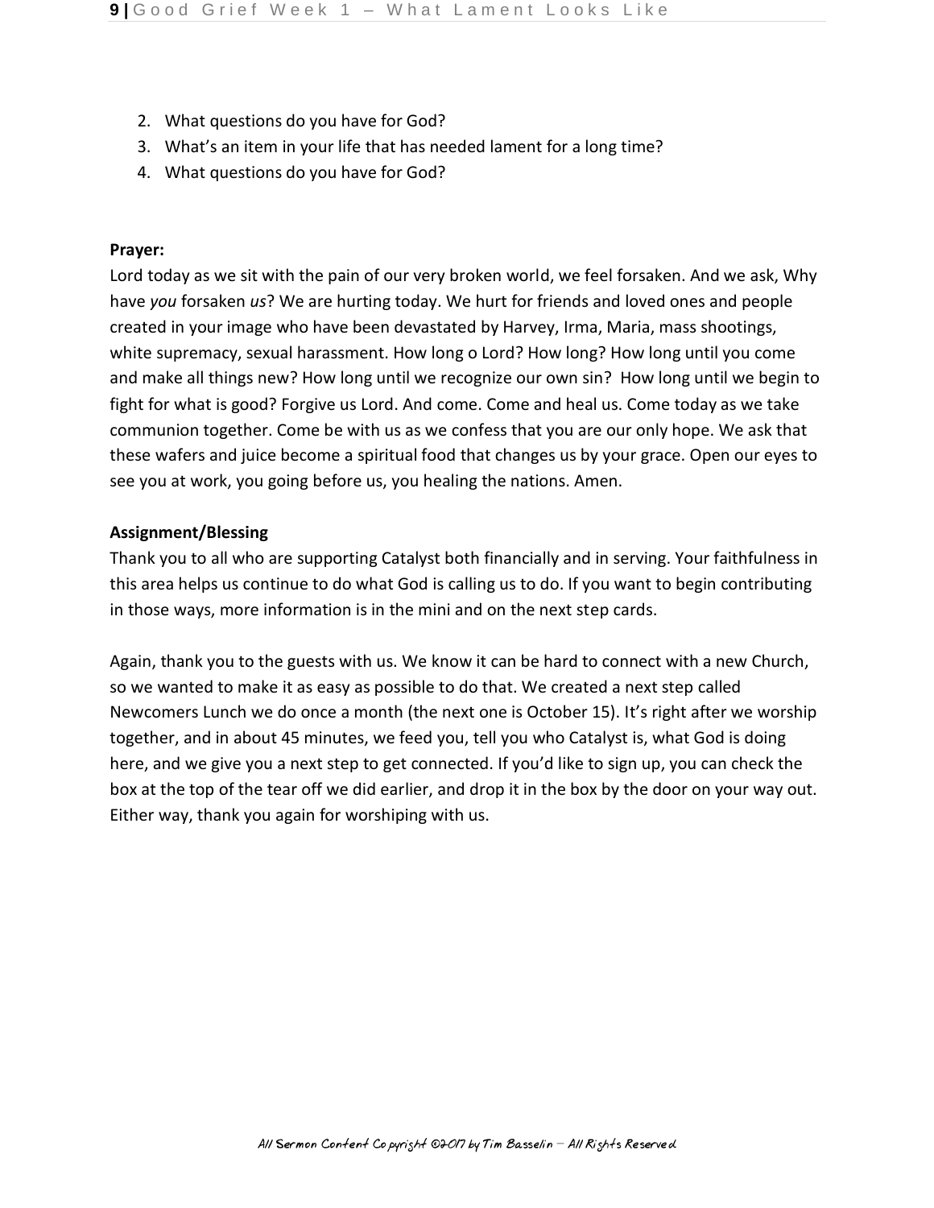2. What questions do you have for God?
3. What's an item in your life that has needed lament for a long time?
4. What questions do you have for God?

**Prayer:**
Lord today as we sit with the pain of our very broken world, we feel forsaken. And we ask, Why have *you* forsaken *us*? We are hurting today. We hurt for friends and loved ones and people created in your image who have been devastated by Harvey, Irma, Maria, mass shootings, white supremacy, sexual harassment. How long o Lord? How long? How long until you come and make all things new? How long until we recognize our own sin? How long until we begin to fight for what is good? Forgive us Lord. And come. Come and heal us. Come today as we take communion together. Come be with us as we confess that you are our only hope. We ask that these wafers and juice become a spiritual food that changes us by your grace. Open our eyes to see you at work, you going before us, you healing the nations. Amen.

**Assignment/Blessing**
Thank you to all who are supporting Catalyst both financially and in serving. Your faithfulness in this area helps us continue to do what God is calling us to do. If you want to begin contributing in those ways, more information is in the mini and on the next step cards.

Again, thank you to the guests with us. We know it can be hard to connect with a new Church, so we wanted to make it as easy as possible to do that. We created a next step called Newcomers Lunch we do once a month (the next one is October 15). It's right after we worship together, and in about 45 minutes, we feed you, tell you who Catalyst is, what God is doing here, and we give you a next step to get connected. If you'd like to sign up, you can check the box at the top of the tear off we did earlier, and drop it in the box by the door on your way out. Either way, thank you again for worshiping with us.